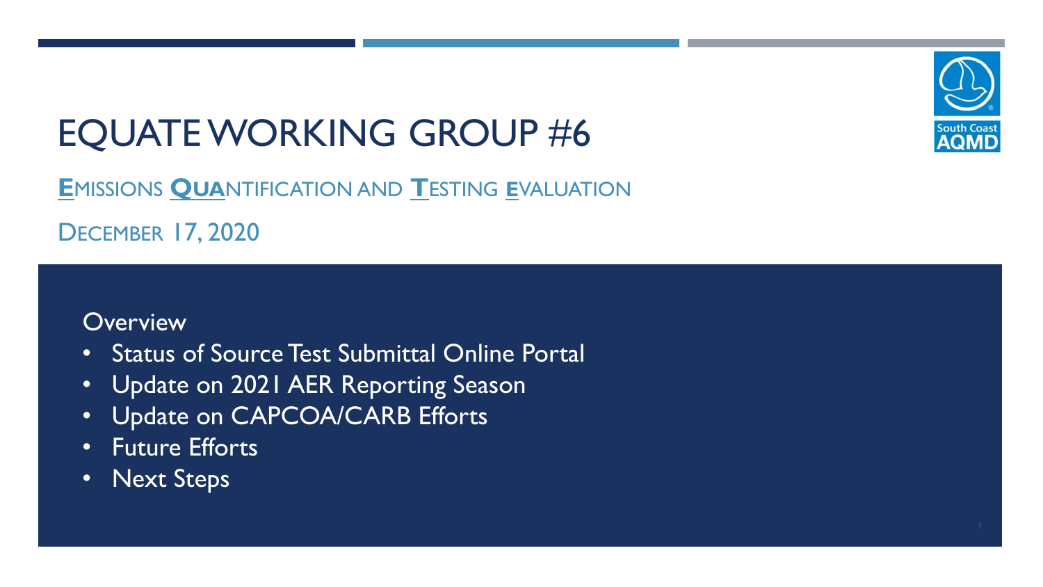# EQUATE WORKING GROUP #6

**E**MISSIONS **QUA**NTIFICATION AND **T**ESTING **E**VALUATION

DECEMBER 17, 2020

Overview

- Status of Source Test Submittal Online Portal
- Update on 2021 AER Reporting Season
- Update on CAPCOA/CARB Efforts
- Future Efforts
- Next Steps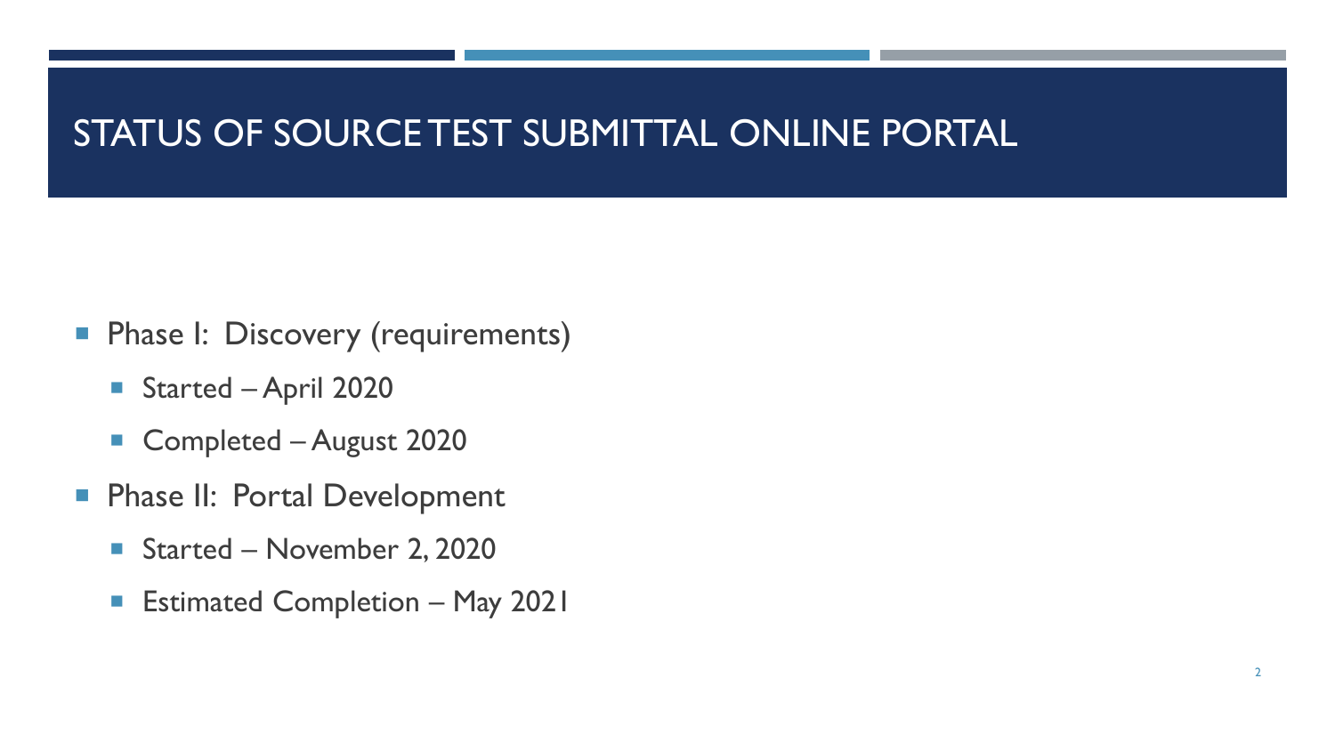# STATUS OF SOURCE TEST SUBMITTAL ONLINE PORTAL

- Phase I: Discovery (requirements)
  - Started – April 2020
  - Completed – August 2020
- Phase II: Portal Development
  - Started – November 2, 2020
  - Estimated Completion – May 2021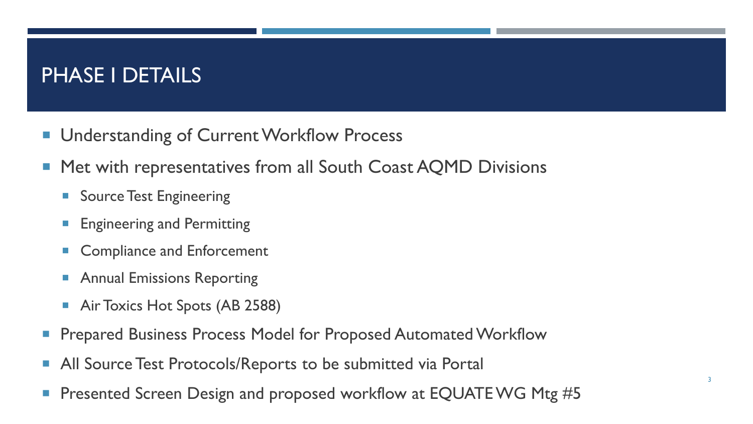# PHASE I DETAILS

- Understanding of Current Workflow Process
- Met with representatives from all South Coast AQMD Divisions
  - Source Test Engineering
  - Engineering and Permitting
  - Compliance and Enforcement
  - Annual Emissions Reporting
  - Air Toxics Hot Spots (AB 2588)
- Prepared Business Process Model for Proposed Automated Workflow
- All Source Test Protocols/Reports to be submitted via Portal
- Presented Screen Design and proposed workflow at EQUATE WG Mtg #5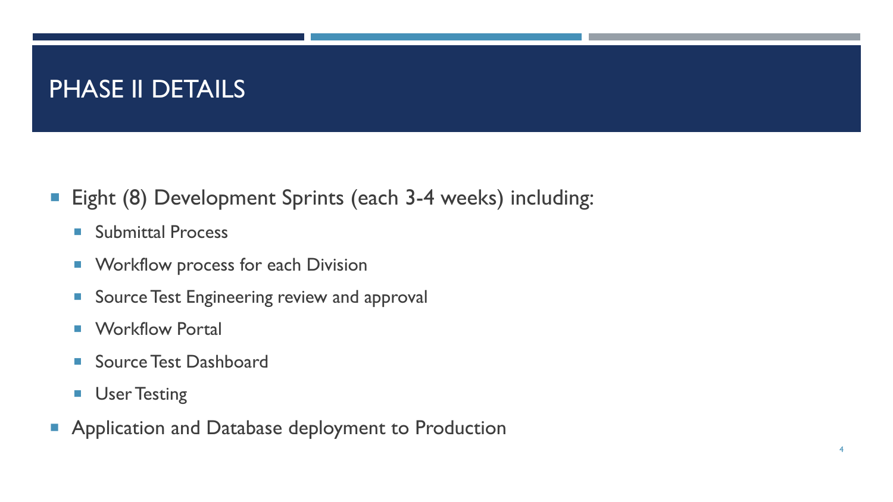# PHASE II DETAILS

- Eight (8) Development Sprints (each 3-4 weeks) including:
  - Submittal Process
  - Workflow process for each Division
  - Source Test Engineering review and approval
  - Workflow Portal
  - Source Test Dashboard
  - User Testing
- Application and Database deployment to Production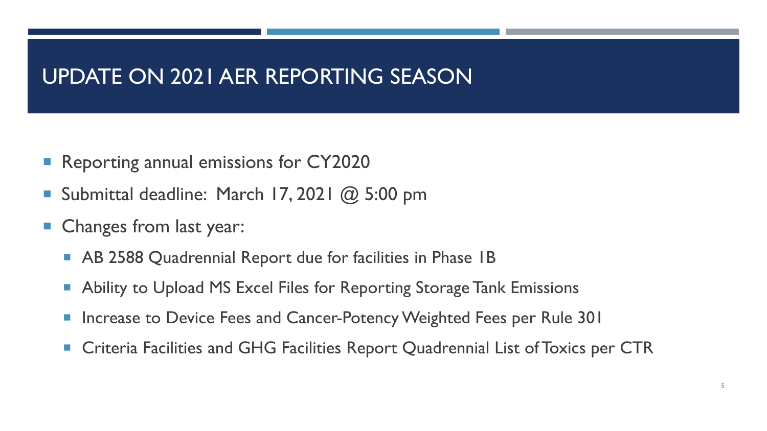# UPDATE ON 2021 AER REPORTING SEASON

- Reporting annual emissions for CY2020
- Submittal deadline: March 17, 2021 @ 5:00 pm
- Changes from last year:
  - AB 2588 Quadrennial Report due for facilities in Phase 1B
  - Ability to Upload MS Excel Files for Reporting Storage Tank Emissions
  - Increase to Device Fees and Cancer-Potency Weighted Fees per Rule 301
  - Criteria Facilities and GHG Facilities Report Quadrennial List of Toxics per CTR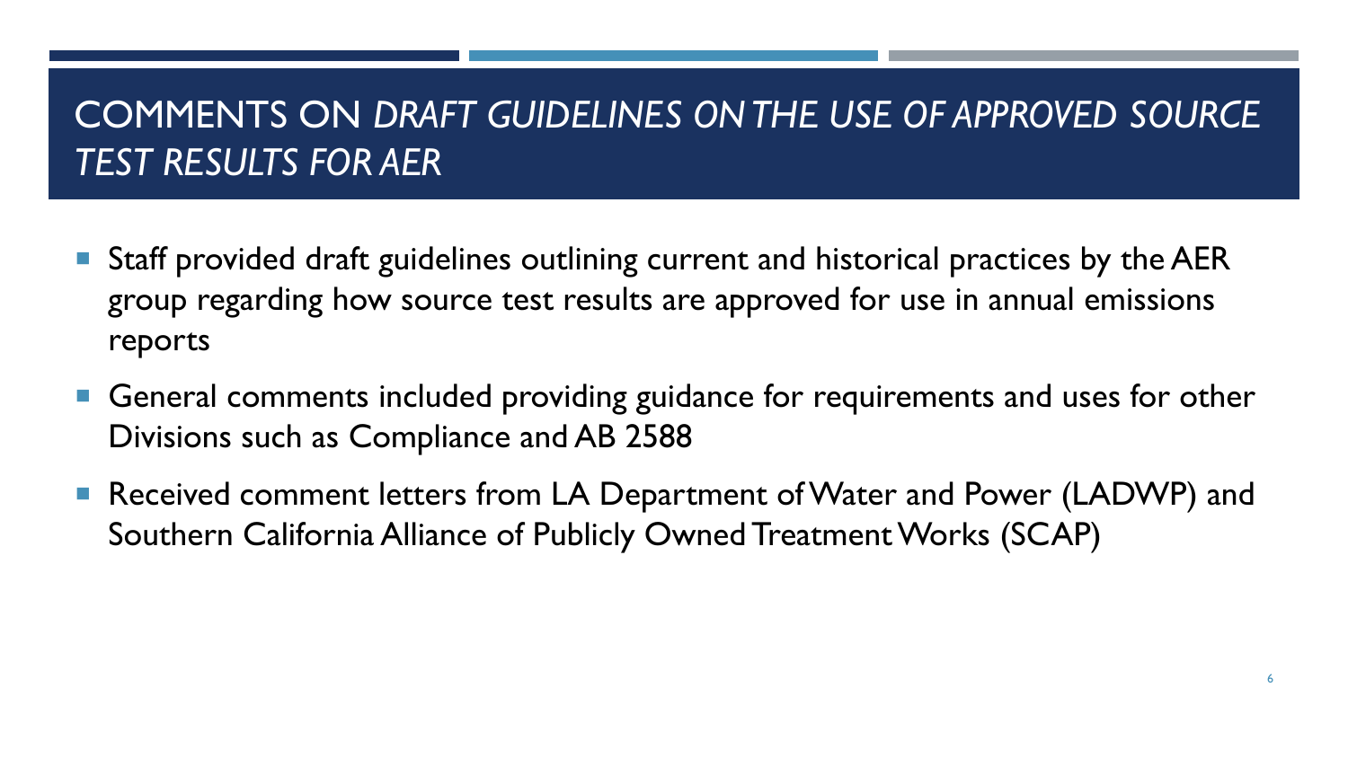# COMMENTS ON *DRAFT GUIDELINES ON THE USE OF APPROVED SOURCE TEST RESULTS FOR AER*

- Staff provided draft guidelines outlining current and historical practices by the AER group regarding how source test results are approved for use in annual emissions reports
- General comments included providing guidance for requirements and uses for other Divisions such as Compliance and AB 2588
- Received comment letters from LA Department of Water and Power (LADWP) and Southern California Alliance of Publicly Owned Treatment Works (SCAP)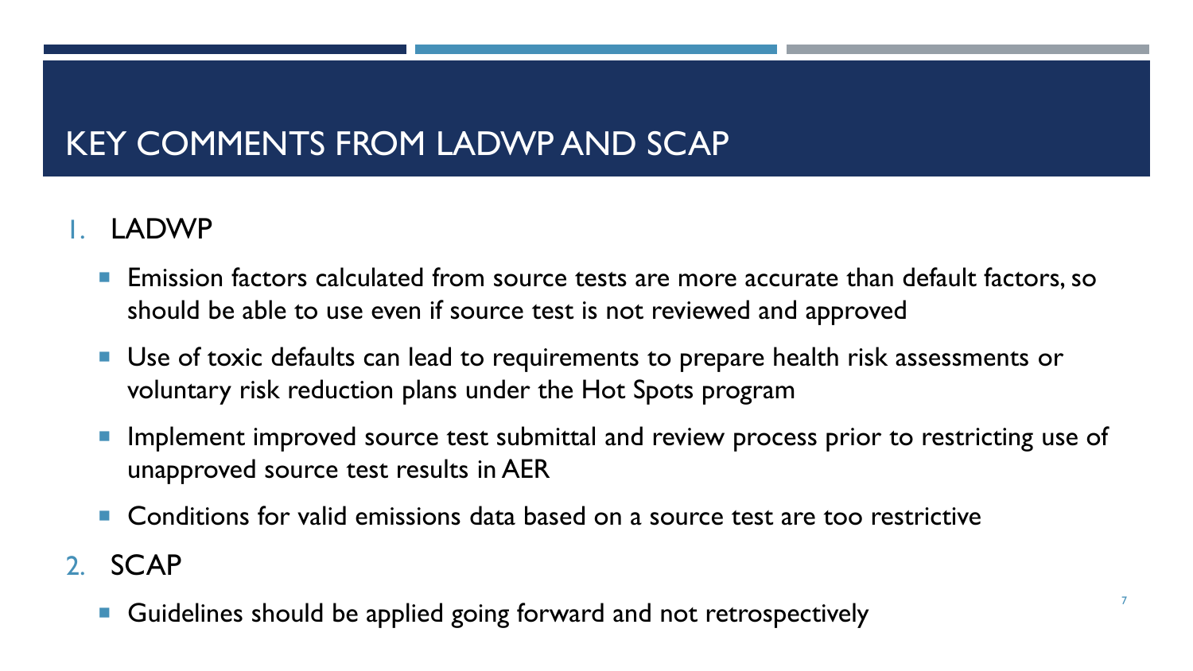# KEY COMMENTS FROM LADWP AND SCAP

1. LADWP
   - Emission factors calculated from source tests are more accurate than default factors, so should be able to use even if source test is not reviewed and approved
   - Use of toxic defaults can lead to requirements to prepare health risk assessments or voluntary risk reduction plans under the Hot Spots program
   - Implement improved source test submittal and review process prior to restricting use of unapproved source test results in AER
   - Conditions for valid emissions data based on a source test are too restrictive
2. SCAP
   - Guidelines should be applied going forward and not retrospectively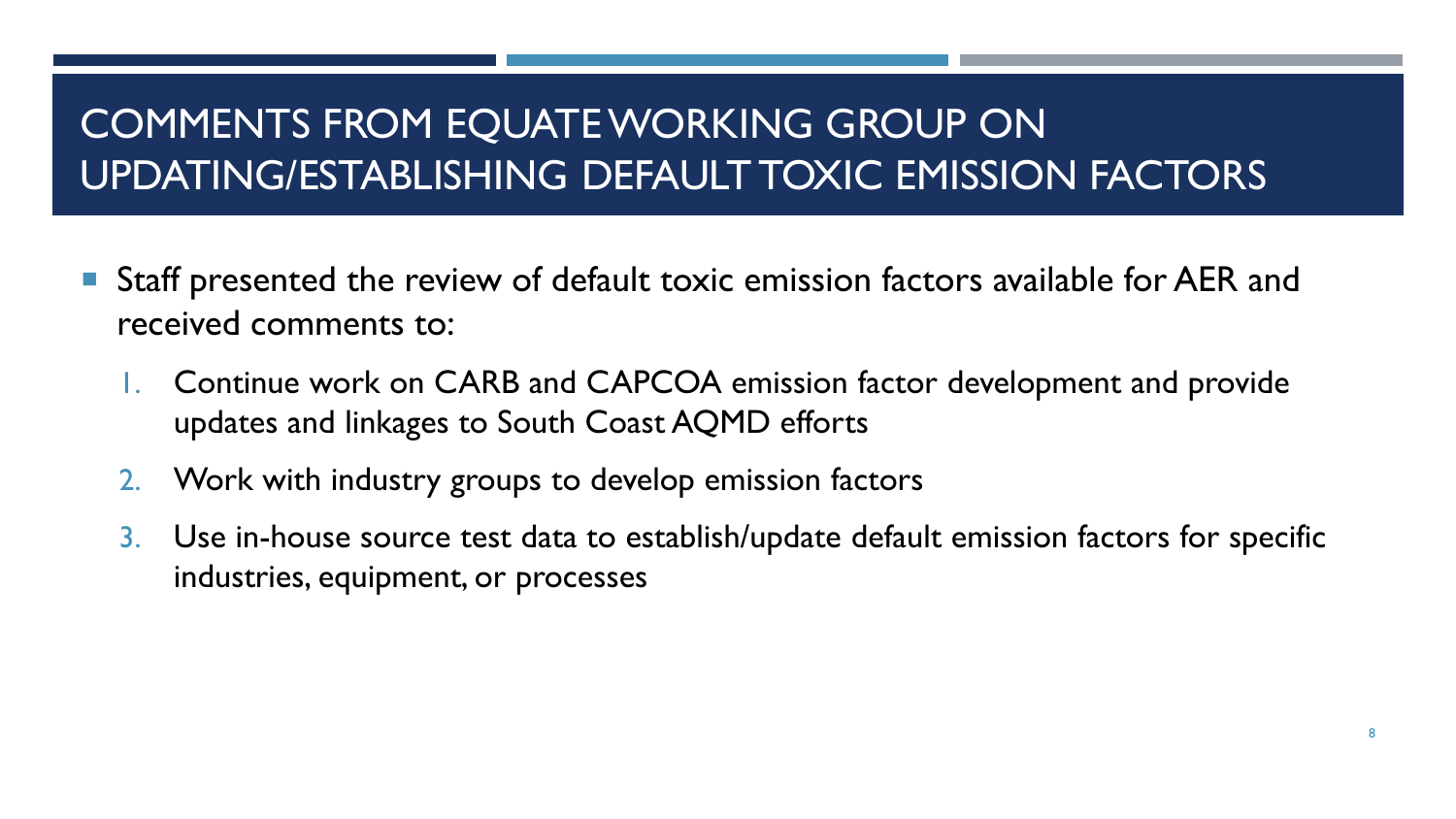# COMMENTS FROM EQUATE WORKING GROUP ON UPDATING/ESTABLISHING DEFAULT TOXIC EMISSION FACTORS

- Staff presented the review of default toxic emission factors available for AER and received comments to:
  1. Continue work on CARB and CAPCOA emission factor development and provide updates and linkages to South Coast AQMD efforts
  2. Work with industry groups to develop emission factors
  3. Use in-house source test data to establish/update default emission factors for specific industries, equipment, or processes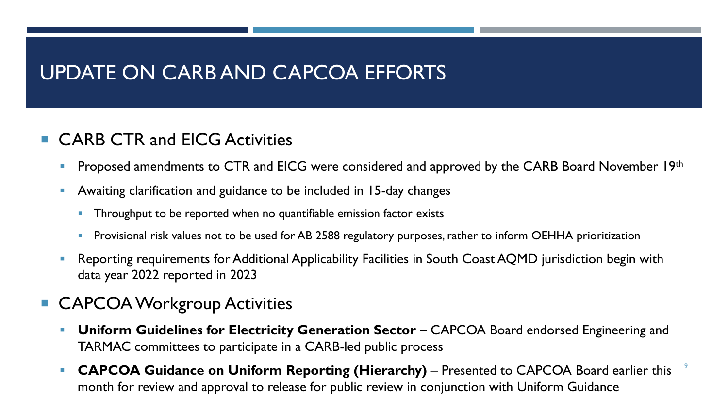# UPDATE ON CARB AND CAPCOA EFFORTS

- CARB CTR and EICG Activities
  - Proposed amendments to CTR and EICG were considered and approved by the CARB Board November 19th
  - Awaiting clarification and guidance to be included in 15-day changes
    - Throughput to be reported when no quantifiable emission factor exists
    - Provisional risk values not to be used for AB 2588 regulatory purposes, rather to inform OEHHA prioritization
  - Reporting requirements for Additional Applicability Facilities in South Coast AQMD jurisdiction begin with data year 2022 reported in 2023
- CAPCOA Workgroup Activities
  - **Uniform Guidelines for Electricity Generation Sector** – CAPCOA Board endorsed Engineering and TARMAC committees to participate in a CARB-led public process
  - **CAPCOA Guidance on Uniform Reporting (Hierarchy)** – Presented to CAPCOA Board earlier this month for review and approval to release for public review in conjunction with Uniform Guidance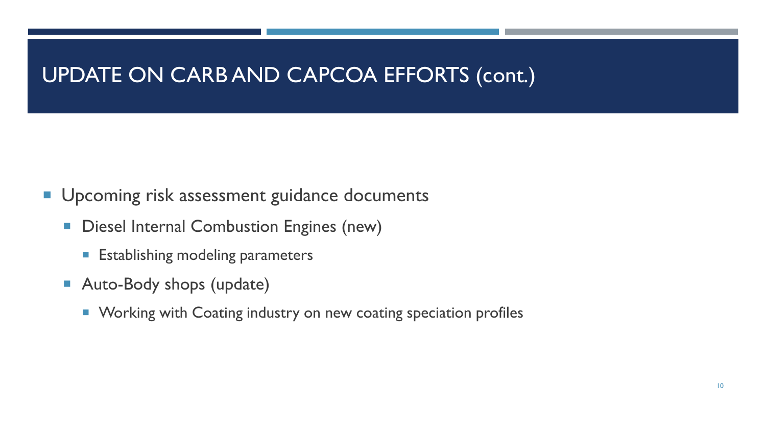# UPDATE ON CARB AND CAPCOA EFFORTS (cont.)

- Upcoming risk assessment guidance documents
  - Diesel Internal Combustion Engines (new)
    - Establishing modeling parameters
  - Auto-Body shops (update)
    - Working with Coating industry on new coating speciation profiles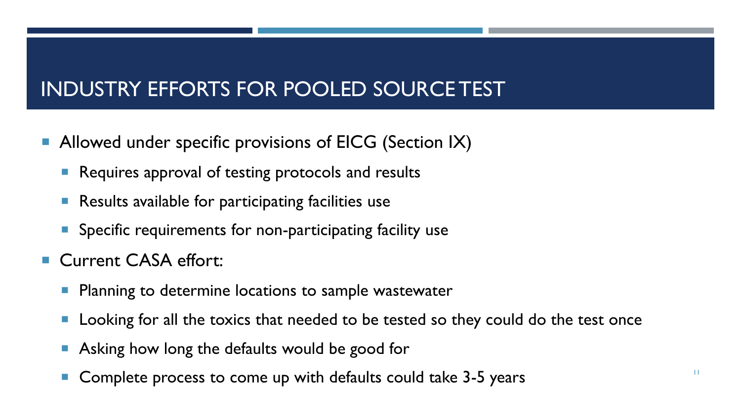# INDUSTRY EFFORTS FOR POOLED SOURCE TEST

- Allowed under specific provisions of EICG (Section IX)
  - Requires approval of testing protocols and results
  - Results available for participating facilities use
  - Specific requirements for non-participating facility use
- Current CASA effort:
  - Planning to determine locations to sample wastewater
  - Looking for all the toxics that needed to be tested so they could do the test once
  - Asking how long the defaults would be good for
  - Complete process to come up with defaults could take 3-5 years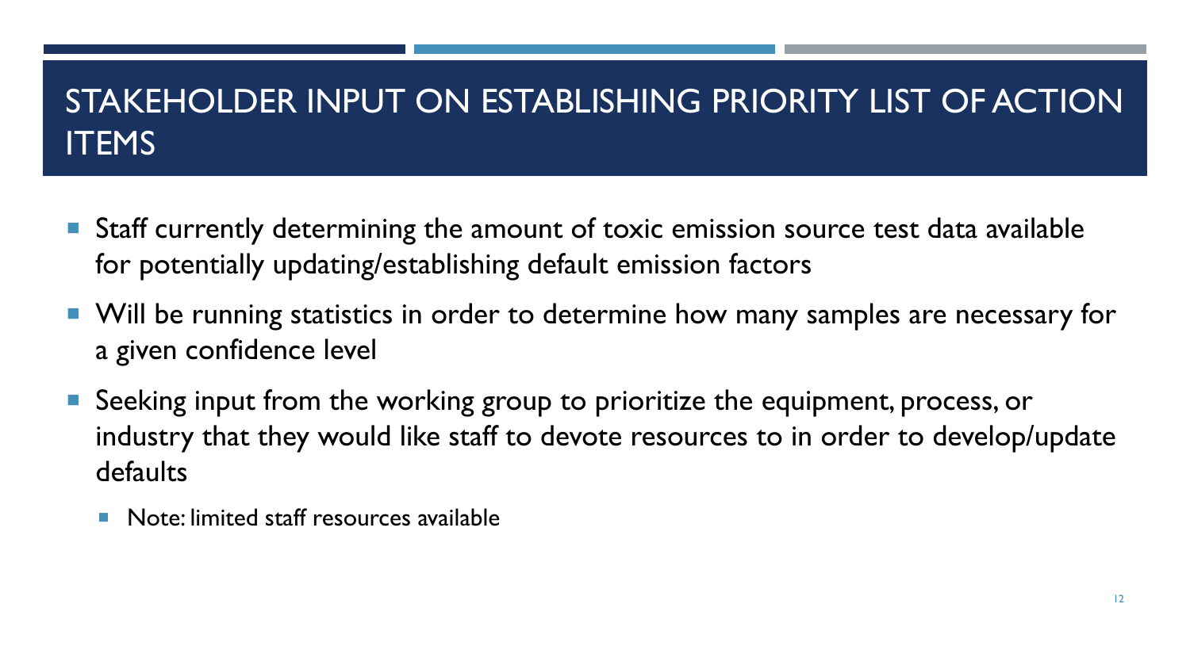# STAKEHOLDER INPUT ON ESTABLISHING PRIORITY LIST OF ACTION ITEMS

- Staff currently determining the amount of toxic emission source test data available for potentially updating/establishing default emission factors
- Will be running statistics in order to determine how many samples are necessary for a given confidence level
- Seeking input from the working group to prioritize the equipment, process, or industry that they would like staff to devote resources to in order to develop/update defaults
  - Note: limited staff resources available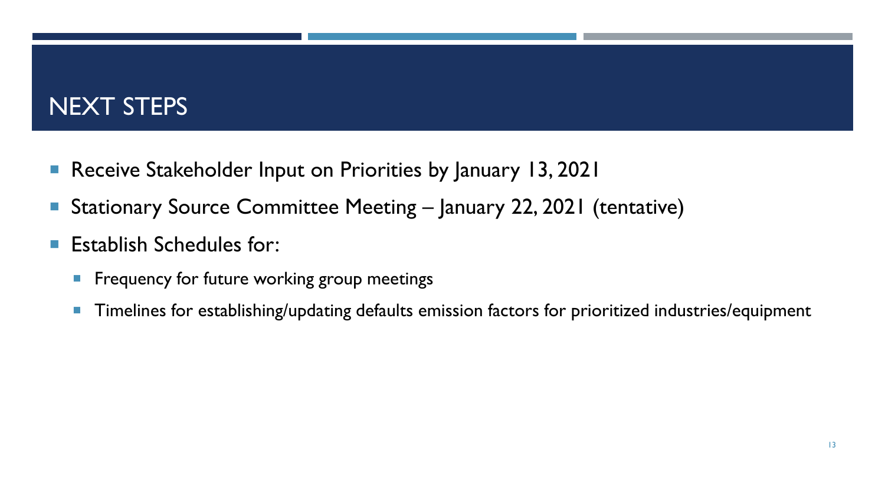# NEXT STEPS

- Receive Stakeholder Input on Priorities by January 13, 2021
- Stationary Source Committee Meeting – January 22, 2021 (tentative)
- Establish Schedules for:
  - Frequency for future working group meetings
  - Timelines for establishing/updating defaults emission factors for prioritized industries/equipment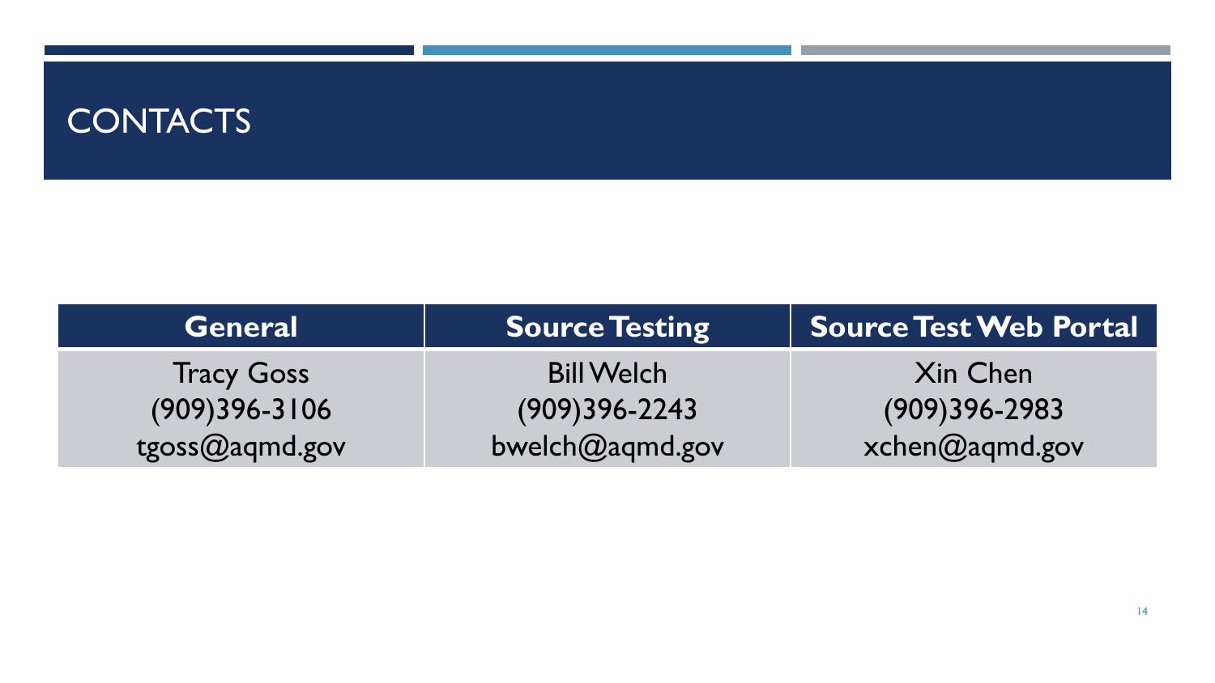# CONTACTS

| General | Source Testing | Source Test Web Portal |
| --- | --- | --- |
| Tracy Goss<br>(909)396-3106<br>tgoss@aqmd.gov | Bill Welch<br>(909)396-2243<br>bwelch@aqmd.gov | Xin Chen<br>(909)396-2983<br>xchen@aqmd.gov |